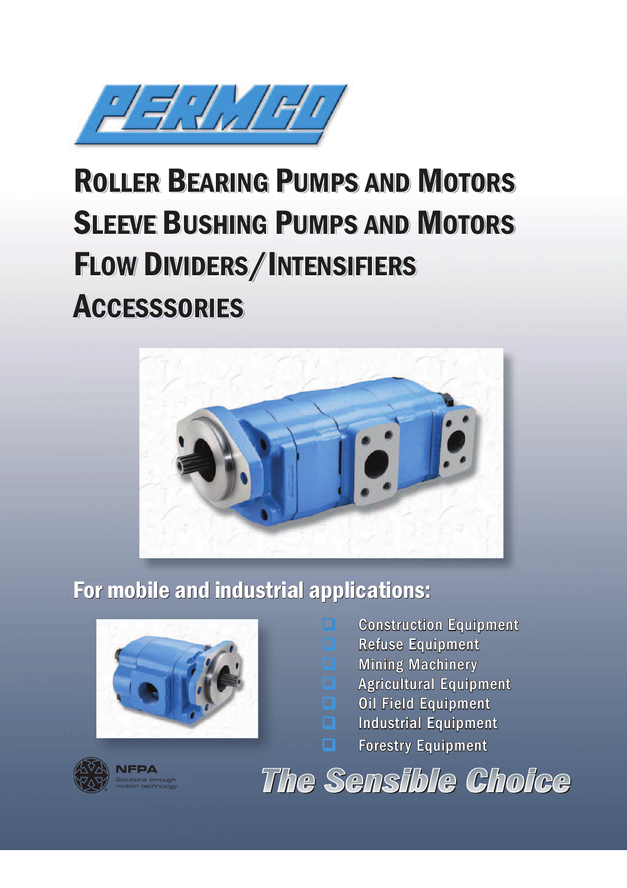# PERMCO

## ROLLER BEARING PUMPS AND MOTORS
## SLEEVE BUSHING PUMPS AND MOTORS
## FLOW DIVIDERS/INTENSIFIERS
## ACCESSSORIES

### For mobile and industrial applications:

- Construction Equipment
- Refuse Equipment
- Mining Machinery
- Agricultural Equipment
- Oil Field Equipment
- Industrial Equipment
- Forestry Equipment

NFPA
*Solutions through motion technology*

**The Sensible Choice**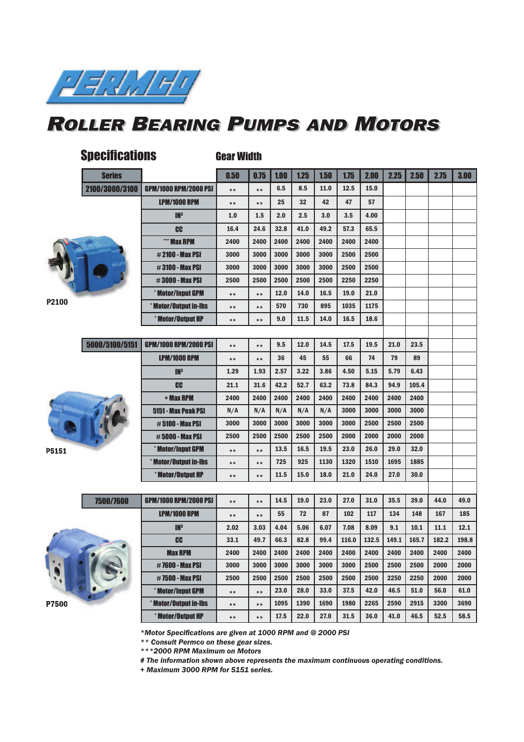# PERMCO

# ROLLER BEARING PUMPS AND MOTORS

## Specifications

Gear Width

| Series | | 0.50 | 0.75 | 1.00 | 1.25 | 1.50 | 1.75 | 2.00 | 2.25 | 2.50 | 2.75 | 3.00 |
|---|---|---|---|---|---|---|---|---|---|---|---|---|
| 2100/3000/3100 | GPM/1000 RPM/2000 PSI | ** | ** | 6.5 | 8.5 | 11.0 | 12.5 | 15.0 | | | | |
| | LPM/1000 RPM | ** | ** | 25 | 32 | 42 | 47 | 57 | | | | |
| | $IN^3$ | 1.0 | 1.5 | 2.0 | 2.5 | 3.0 | 3.5 | 4.00 | | | | |
| | CC | 16.4 | 24.6 | 32.8 | 41.0 | 49.2 | 57.3 | 65.5 | | | | |
| | *** Max RPM | 2400 | 2400 | 2400 | 2400 | 2400 | 2400 | 2400 | | | | |
| | #2100 - Max PSI | 3000 | 3000 | 3000 | 3000 | 3000 | 2500 | 2500 | | | | |
| | #3100 - Max PSI | 3000 | 3000 | 3000 | 3000 | 3000 | 2500 | 2500 | | | | |
| | #3000 - Max PSI | 2500 | 2500 | 2500 | 2500 | 2500 | 2250 | 2250 | | | | |
| | * Motor/Input GPM | ** | ** | 12.0 | 14.0 | 16.5 | 19.0 | 21.0 | | | | |
| P2100 | * Motor/Output in-lbs | ** | ** | 570 | 730 | 895 | 1035 | 1175 | | | | |
| | * Motor/Output HP | ** | ** | 9.0 | 11.5 | 14.0 | 16.5 | 18.6 | | | | |
| 5000/5100/5151 | GPM/1000 RPM/2000 PSI | ** | ** | 9.5 | 12.0 | 14.5 | 17.5 | 19.5 | 21.0 | 23.5 | | |
| | LPM/1000 RPM | ** | ** | 36 | 45 | 55 | 66 | 74 | 79 | 89 | | |
| | $IN^3$ | 1.29 | 1.93 | 2.57 | 3.22 | 3.86 | 4.50 | 5.15 | 5.79 | 6.43 | | |
| | CC | 21.1 | 31.6 | 42.2 | 52.7 | 63.2 | 73.8 | 84.3 | 94.9 | 105.4 | | |
| | + Max RPM | 2400 | 2400 | 2400 | 2400 | 2400 | 2400 | 2400 | 2400 | 2400 | | |
| | 5151 - Max Peak PSI | N/A | N/A | N/A | N/A | N/A | 3000 | 3000 | 3000 | 3000 | | |
| | #5100 - Max PSI | 3000 | 3000 | 3000 | 3000 | 3000 | 3000 | 2500 | 2500 | 2500 | | |
| | #5000 - Max PSI | 2500 | 2500 | 2500 | 2500 | 2500 | 2000 | 2000 | 2000 | 2000 | | |
| P5151 | * Motor/Input GPM | ** | ** | 13.5 | 16.5 | 19.5 | 23.0 | 26.0 | 29.0 | 32.0 | | |
| | * Motor/Output in-lbs | ** | ** | 725 | 925 | 1130 | 1320 | 1510 | 1695 | 1885 | | |
| | * Motor/Output HP | ** | ** | 11.5 | 15.0 | 18.0 | 21.0 | 24.0 | 27.0 | 30.0 | | |
| 7500/7600 | GPM/1000 RPM/2000 PSI | ** | ** | 14.5 | 19.0 | 23.0 | 27.0 | 31.0 | 35.5 | 39.0 | 44.0 | 49.0 |
| | LPM/1000 RPM | ** | ** | 55 | 72 | 87 | 102 | 117 | 134 | 148 | 167 | 185 |
| | $IN^3$ | 2.02 | 3.03 | 4.04 | 5.06 | 6.07 | 7.08 | 8.09 | 9.1 | 10.1 | 11.1 | 12.1 |
| | CC | 33.1 | 49.7 | 66.3 | 82.8 | 99.4 | 116.0 | 132.5 | 149.1 | 165.7 | 182.2 | 198.8 |
| | Max RPM | 2400 | 2400 | 2400 | 2400 | 2400 | 2400 | 2400 | 2400 | 2400 | 2400 | 2400 |
| | #7600 - Max PSI | 3000 | 3000 | 3000 | 3000 | 3000 | 3000 | 2500 | 2500 | 2500 | 2000 | 2000 |
| | #7500 - Max PSI | 2500 | 2500 | 2500 | 2500 | 2500 | 2500 | 2500 | 2250 | 2250 | 2000 | 2000 |
| | * Motor/Input GPM | ** | ** | 23.0 | 28.0 | 33.0 | 37.5 | 42.0 | 46.5 | 51.0 | 56.0 | 61.0 |
| P7500 | * Motor/Output in-lbs | ** | ** | 1095 | 1390 | 1690 | 1980 | 2265 | 2590 | 2915 | 3300 | 3690 |
| | * Motor/Output HP | ** | ** | 17.5 | 22.0 | 27.0 | 31.5 | 36.0 | 41.0 | 46.5 | 52.5 | 58.5 |

*\*Motor Specifications are given at 1000 RPM and @ 2000 PSI*

*\*\* Consult Permco on these gear sizes.*

*\*\*\*2000 RPM Maximum on Motors*

*# The information shown above represents the maximum continuous operating conditions.*

*+ Maximum 3000 RPM for 5151 series.*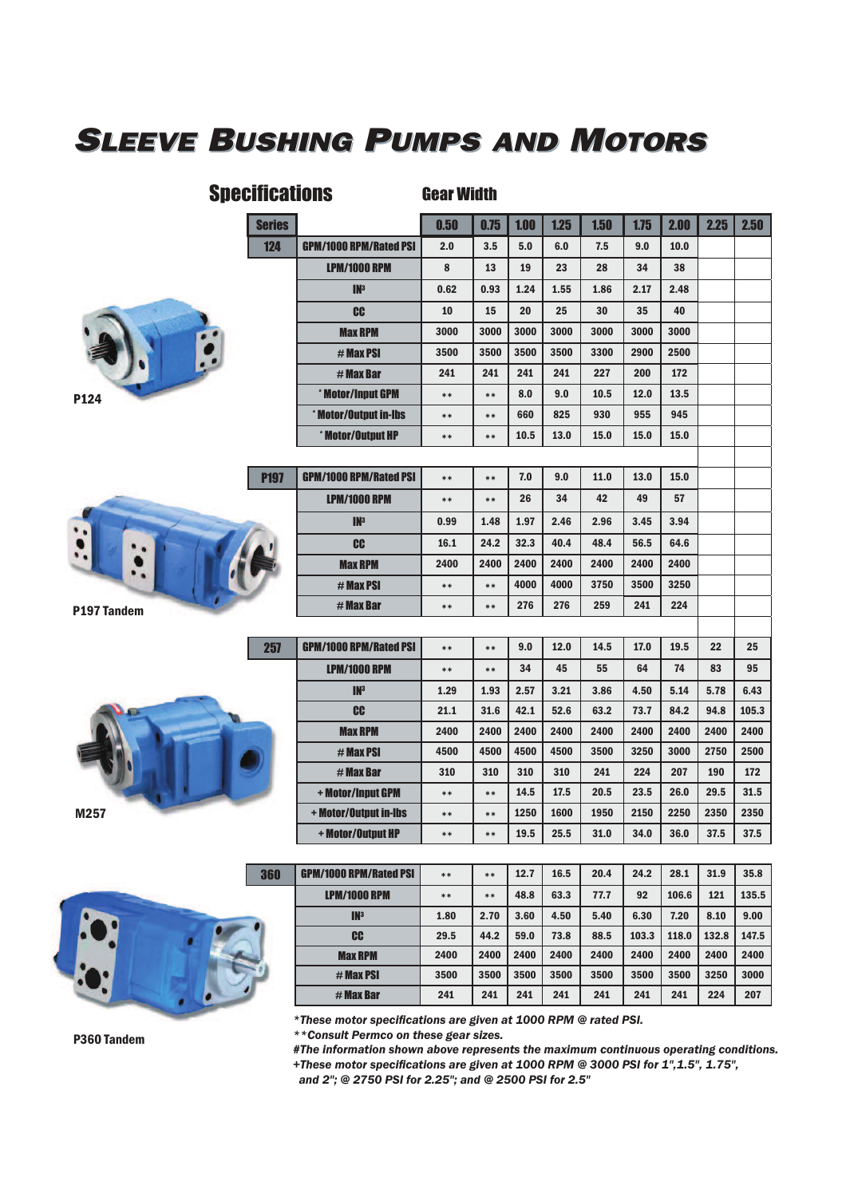# Sleeve Bushing Pumps and Motors

## Specifications

P124

P197 Tandem

M257

P360 Tandem

| Series | | Gear Width 0.50 | 0.75 | 1.00 | 1.25 | 1.50 | 1.75 | 2.00 | 2.25 | 2.50 |
|---|---|---|---|---|---|---|---|---|---|---|
| 124 | GPM/1000 RPM/Rated PSI | 2.0 | 3.5 | 5.0 | 6.0 | 7.5 | 9.0 | 10.0 | | |
| | LPM/1000 RPM | 8 | 13 | 19 | 23 | 28 | 34 | 38 | | |
| | IN³ | 0.62 | 0.93 | 1.24 | 1.55 | 1.86 | 2.17 | 2.48 | | |
| | CC | 10 | 15 | 20 | 25 | 30 | 35 | 40 | | |
| | Max RPM | 3000 | 3000 | 3000 | 3000 | 3000 | 3000 | 3000 | | |
| | # Max PSI | 3500 | 3500 | 3500 | 3500 | 3300 | 2900 | 2500 | | |
| | # Max Bar | 241 | 241 | 241 | 241 | 227 | 200 | 172 | | |
| | * Motor/Input GPM | ** | ** | 8.0 | 9.0 | 10.5 | 12.0 | 13.5 | | |
| | * Motor/Output in-lbs | ** | ** | 660 | 825 | 930 | 955 | 945 | | |
| | * Motor/Output HP | ** | ** | 10.5 | 13.0 | 15.0 | 15.0 | 15.0 | | |
| P197 | GPM/1000 RPM/Rated PSI | ** | ** | 7.0 | 9.0 | 11.0 | 13.0 | 15.0 | | |
| | LPM/1000 RPM | ** | ** | 26 | 34 | 42 | 49 | 57 | | |
| | IN³ | 0.99 | 1.48 | 1.97 | 2.46 | 2.96 | 3.45 | 3.94 | | |
| | CC | 16.1 | 24.2 | 32.3 | 40.4 | 48.4 | 56.5 | 64.6 | | |
| | Max RPM | 2400 | 2400 | 2400 | 2400 | 2400 | 2400 | 2400 | | |
| | # Max PSI | ** | ** | 4000 | 4000 | 3750 | 3500 | 3250 | | |
| | # Max Bar | ** | ** | 276 | 276 | 259 | 241 | 224 | | |
| 257 | GPM/1000 RPM/Rated PSI | ** | ** | 9.0 | 12.0 | 14.5 | 17.0 | 19.5 | 22 | 25 |
| | LPM/1000 RPM | ** | ** | 34 | 45 | 55 | 64 | 74 | 83 | 95 |
| | IN³ | 1.29 | 1.93 | 2.57 | 3.21 | 3.86 | 4.50 | 5.14 | 5.78 | 6.43 |
| | CC | 21.1 | 31.6 | 42.1 | 52.6 | 63.2 | 73.7 | 84.2 | 94.8 | 105.3 |
| | Max RPM | 2400 | 2400 | 2400 | 2400 | 2400 | 2400 | 2400 | 2400 | 2400 |
| | # Max PSI | 4500 | 4500 | 4500 | 4500 | 3500 | 3250 | 3000 | 2750 | 2500 |
| | # Max Bar | 310 | 310 | 310 | 310 | 241 | 224 | 207 | 190 | 172 |
| | + Motor/Input GPM | ** | ** | 14.5 | 17.5 | 20.5 | 23.5 | 26.0 | 29.5 | 31.5 |
| | + Motor/Output in-lbs | ** | ** | 1250 | 1600 | 1950 | 2150 | 2250 | 2350 | 2350 |
| | + Motor/Output HP | ** | ** | 19.5 | 25.5 | 31.0 | 34.0 | 36.0 | 37.5 | 37.5 |
| 360 | GPM/1000 RPM/Rated PSI | ** | ** | 12.7 | 16.5 | 20.4 | 24.2 | 28.1 | 31.9 | 35.8 |
| | LPM/1000 RPM | ** | ** | 48.8 | 63.3 | 77.7 | 92 | 106.6 | 121 | 135.5 |
| | IN³ | 1.80 | 2.70 | 3.60 | 4.50 | 5.40 | 6.30 | 7.20 | 8.10 | 9.00 |
| | CC | 29.5 | 44.2 | 59.0 | 73.8 | 88.5 | 103.3 | 118.0 | 132.8 | 147.5 |
| | Max RPM | 2400 | 2400 | 2400 | 2400 | 2400 | 2400 | 2400 | 2400 | 2400 |
| | # Max PSI | 3500 | 3500 | 3500 | 3500 | 3500 | 3500 | 3500 | 3250 | 3000 |
| | # Max Bar | 241 | 241 | 241 | 241 | 241 | 241 | 241 | 224 | 207 |

*\*These motor specifications are given at 1000 RPM @ rated PSI.*

*\*\*Consult Permco on these gear sizes.*

*#The information shown above represents the maximum continuous operating conditions.*

*+These motor specifications are given at 1000 RPM @ 3000 PSI for 1",1.5", 1.75", and 2"; @ 2750 PSI for 2.25"; and @ 2500 PSI for 2.5"*